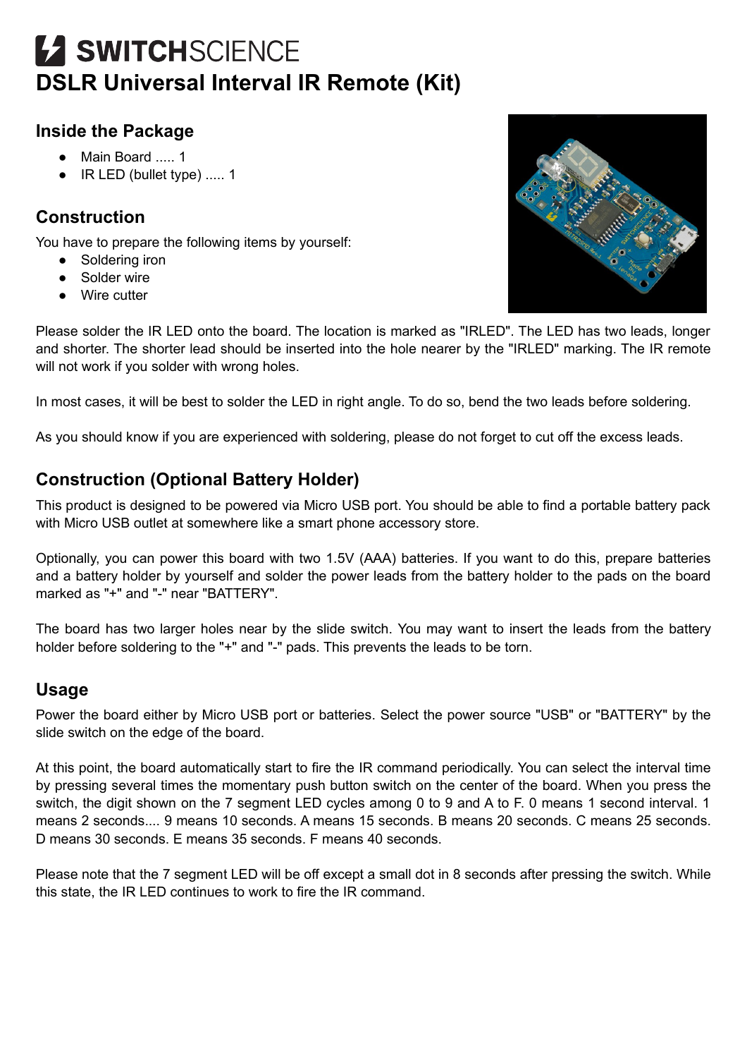# SWITCHSCIENCE

# DSLR Universal Interval IR Remote (Kit)

## Inside the Package

- Main Board ..... 1
- IR LED (bullet type) ..... 1

## Construction

You have to prepare the following items by yourself:

- Soldering iron
- Solder wire
- Wire cutter

Please solder the IR LED onto the board. The location is marked as "IRLED". The LED has two leads, longer and shorter. The shorter lead should be inserted into the hole nearer by the "IRLED" marking. The IR remote will not work if you solder with wrong holes.

In most cases, it will be best to solder the LED in right angle. To do so, bend the two leads before soldering.

As you should know if you are experienced with soldering, please do not forget to cut off the excess leads.

## Construction (Optional Battery Holder)

This product is designed to be powered via Micro USB port. You should be able to find a portable battery pack with Micro USB outlet at somewhere like a smart phone accessory store.

Optionally, you can power this board with two 1.5V (AAA) batteries. If you want to do this, prepare batteries and a battery holder by yourself and solder the power leads from the battery holder to the pads on the board marked as "+" and "-" near "BATTERY".

The board has two larger holes near by the slide switch. You may want to insert the leads from the battery holder before soldering to the "+" and "-" pads. This prevents the leads to be torn.

## Usage

Power the board either by Micro USB port or batteries. Select the power source "USB" or "BATTERY" by the slide switch on the edge of the board.

At this point, the board automatically start to fire the IR command periodically. You can select the interval time by pressing several times the momentary push button switch on the center of the board. When you press the switch, the digit shown on the 7 segment LED cycles among 0 to 9 and A to F. 0 means 1 second interval. 1 means 2 seconds.... 9 means 10 seconds. A means 15 seconds. B means 20 seconds. C means 25 seconds. D means 30 seconds. E means 35 seconds. F means 40 seconds.

Please note that the 7 segment LED will be off except a small dot in 8 seconds after pressing the switch. While this state, the IR LED continues to work to fire the IR command.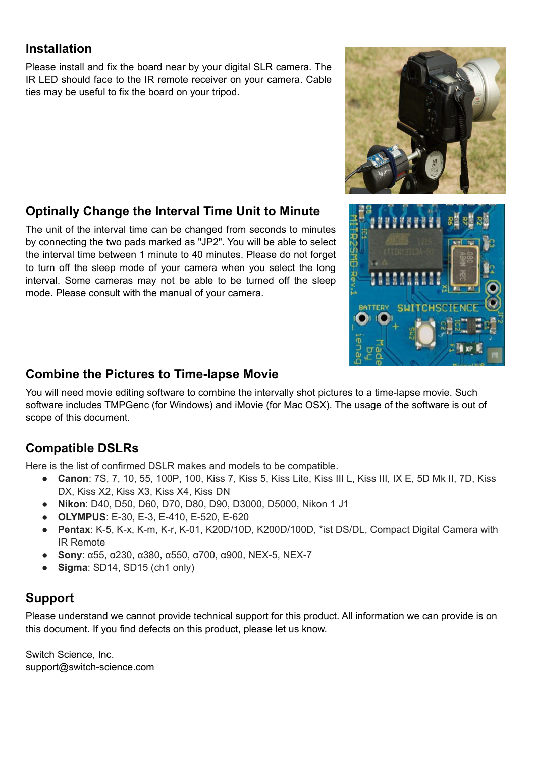## Installation

Please install and fix the board near by your digital SLR camera. The IR LED should face to the IR remote receiver on your camera. Cable ties may be useful to fix the board on your tripod.

## Optinally Change the Interval Time Unit to Minute

The unit of the interval time can be changed from seconds to minutes by connecting the two pads marked as "JP2". You will be able to select the interval time between 1 minute to 40 minutes. Please do not forget to turn off the sleep mode of your camera when you select the long interval. Some cameras may not be able to be turned off the sleep mode. Please consult with the manual of your camera.

## Combine the Pictures to Time-lapse Movie

You will need movie editing software to combine the intervally shot pictures to a time-lapse movie. Such software includes TMPGenc (for Windows) and iMovie (for Mac OSX). The usage of the software is out of scope of this document.

## Compatible DSLRs

Here is the list of confirmed DSLR makes and models to be compatible.

- **Canon**: 7S, 7, 10, 55, 100P, 100, Kiss 7, Kiss 5, Kiss Lite, Kiss III L, Kiss III, IX E, 5D Mk II, 7D, Kiss DX, Kiss X2, Kiss X3, Kiss X4, Kiss DN
- **Nikon**: D40, D50, D60, D70, D80, D90, D3000, D5000, Nikon 1 J1
- **OLYMPUS**: E-30, E-3, E-410, E-520, E-620
- **Pentax**: K-5, K-x, K-m, K-r, K-01, K20D/10D, K200D/100D, *ist DS/DL, Compact Digital Camera with IR Remote
- **Sony**: α55, α230, α380, α550, α700, α900, NEX-5, NEX-7
- **Sigma**: SD14, SD15 (ch1 only)

## Support

Please understand we cannot provide technical support for this product. All information we can provide is on this document. If you find defects on this product, please let us know.

Switch Science, Inc.
support@switch-science.com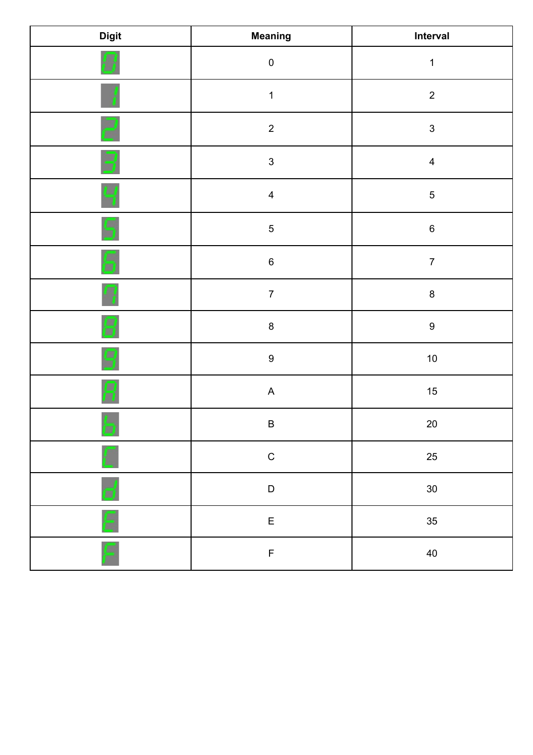| Digit | Meaning | Interval |
| --- | --- | --- |
| 0 | 0 | 1 |
| 1 | 1 | 2 |
| 2 | 2 | 3 |
| 3 | 3 | 4 |
| 4 | 4 | 5 |
| 5 | 5 | 6 |
| 6 | 6 | 7 |
| 7 | 7 | 8 |
| 8 | 8 | 9 |
| 9 | 9 | 10 |
| A | A | 15 |
| b | B | 20 |
| C | C | 25 |
| d | D | 30 |
| E | E | 35 |
| F | F | 40 |